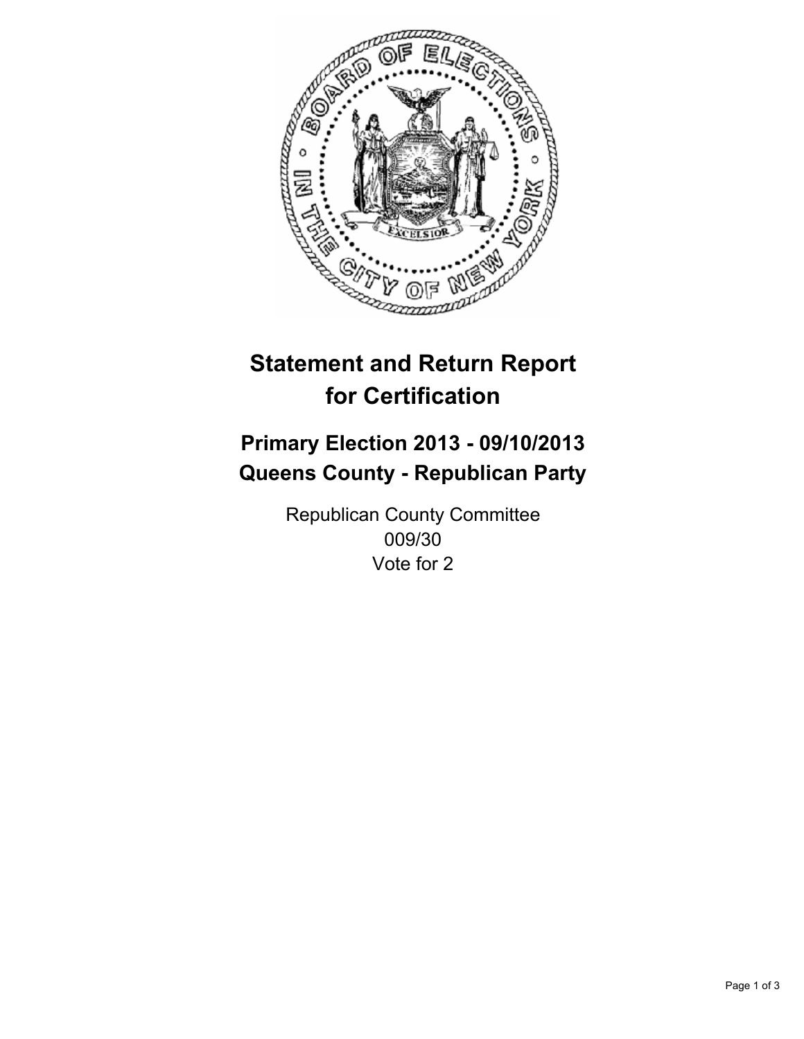# Statement and Return Report for Certification

## Primary Election 2013 - 09/10/2013
## Queens County - Republican Party

Republican County Committee
009/30
Vote for 2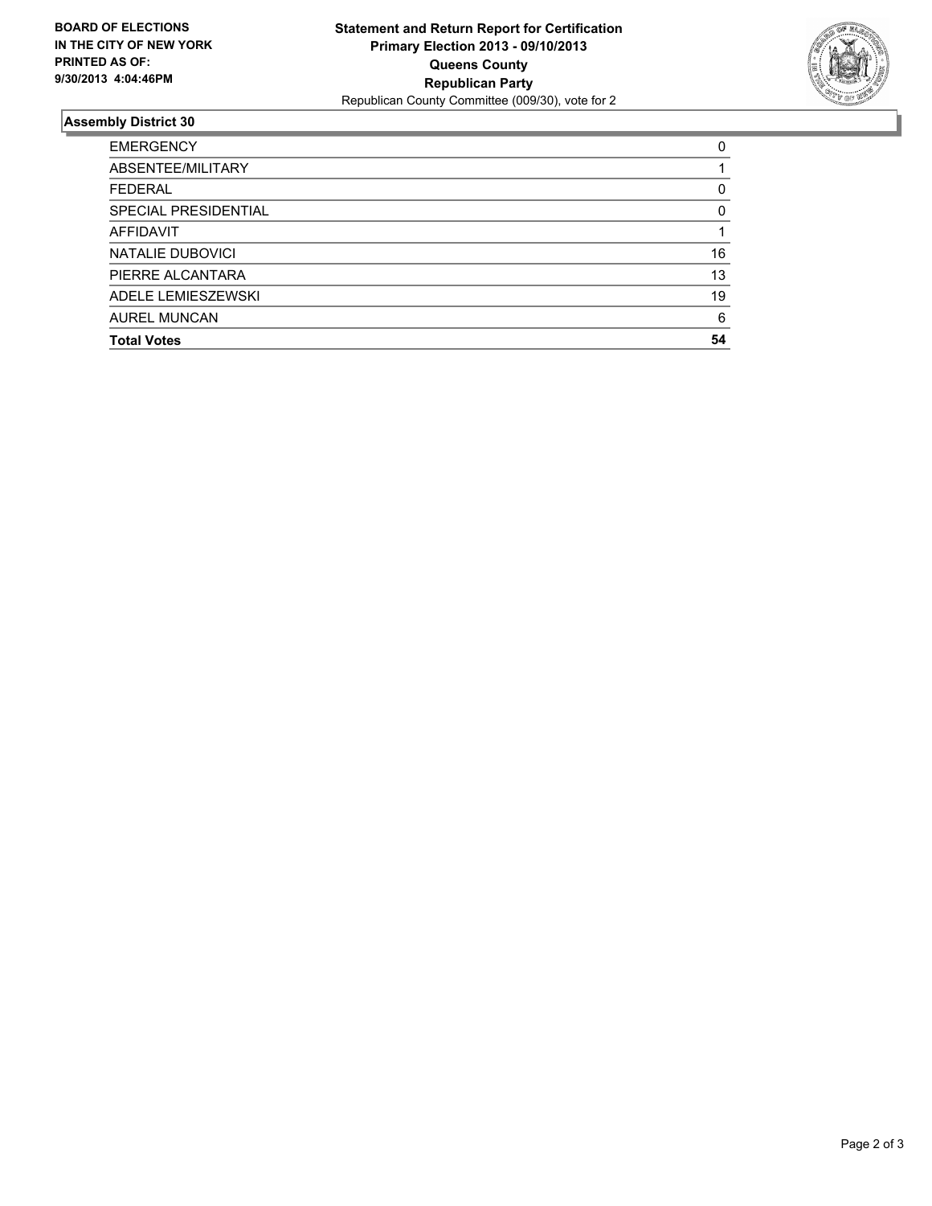**BOARD OF ELECTIONS IN THE CITY OF NEW YORK PRINTED AS OF: 9/30/2013 4:04:46PM**

**Statement and Return Report for Certification**
**Primary Election 2013 - 09/10/2013**
**Queens County**
**Republican Party**
Republican County Committee (009/30), vote for 2

### Assembly District 30

| | |
|---|---|
| EMERGENCY | 0 |
| ABSENTEE/MILITARY | 1 |
| FEDERAL | 0 |
| SPECIAL PRESIDENTIAL | 0 |
| AFFIDAVIT | 1 |
| NATALIE DUBOVICI | 16 |
| PIERRE ALCANTARA | 13 |
| ADELE LEMIESZEWSKI | 19 |
| AUREL MUNCAN | 6 |
| **Total Votes** | **54** |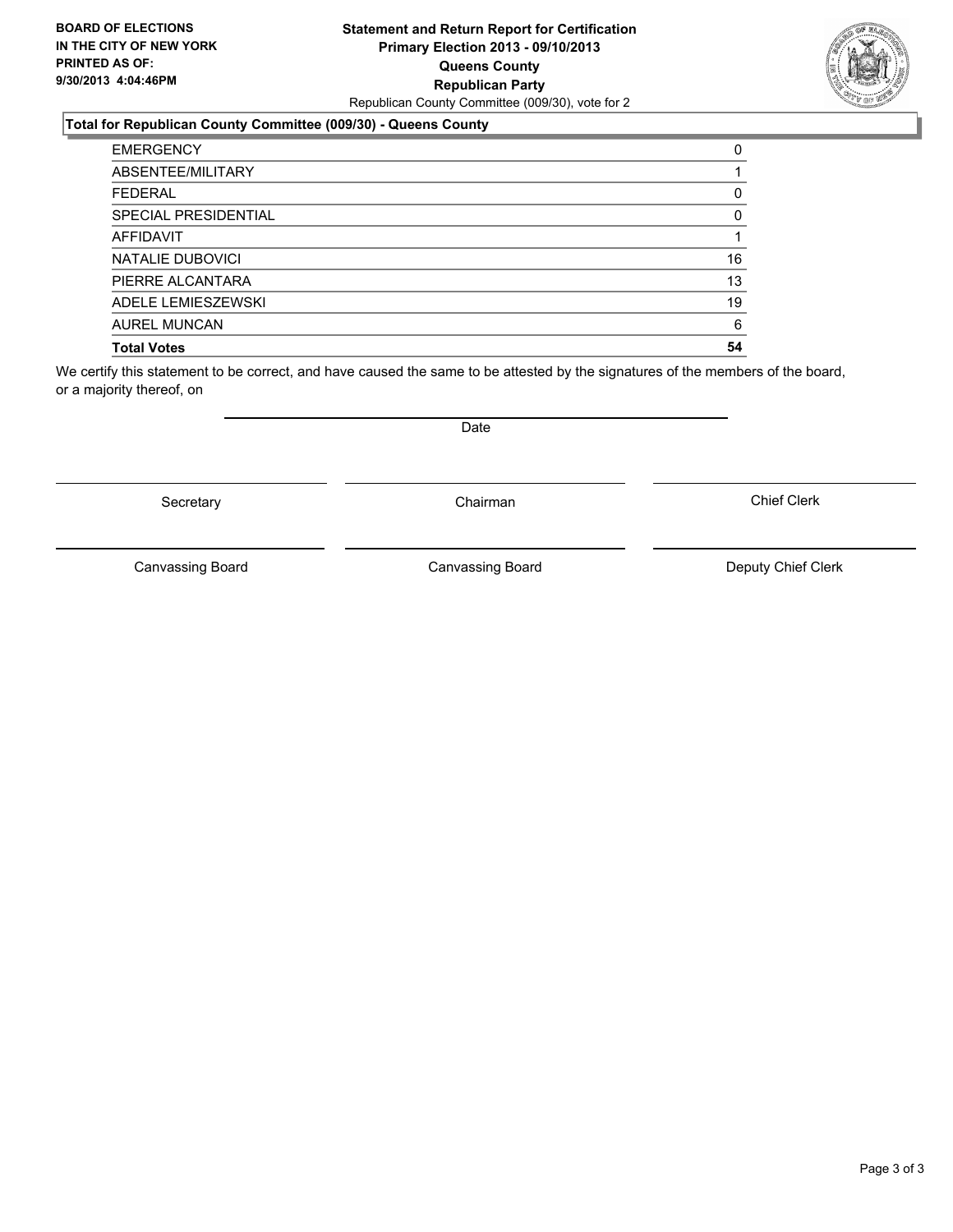**BOARD OF ELECTIONS IN THE CITY OF NEW YORK PRINTED AS OF: 9/30/2013 4:04:46PM**

**Statement and Return Report for Certification**
**Primary Election 2013 - 09/10/2013**
**Queens County**
**Republican Party**
Republican County Committee (009/30), vote for 2

### Total for Republican County Committee (009/30) - Queens County

| | |
|---|---|
| EMERGENCY | 0 |
| ABSENTEE/MILITARY | 1 |
| FEDERAL | 0 |
| SPECIAL PRESIDENTIAL | 0 |
| AFFIDAVIT | 1 |
| NATALIE DUBOVICI | 16 |
| PIERRE ALCANTARA | 13 |
| ADELE LEMIESZEWSKI | 19 |
| AUREL MUNCAN | 6 |
| **Total Votes** | **54** |

We certify this statement to be correct, and have caused the same to be attested by the signatures of the members of the board, or a majority thereof, on

Date

Secretary

Chairman

Chief Clerk

Canvassing Board

Canvassing Board

Deputy Chief Clerk